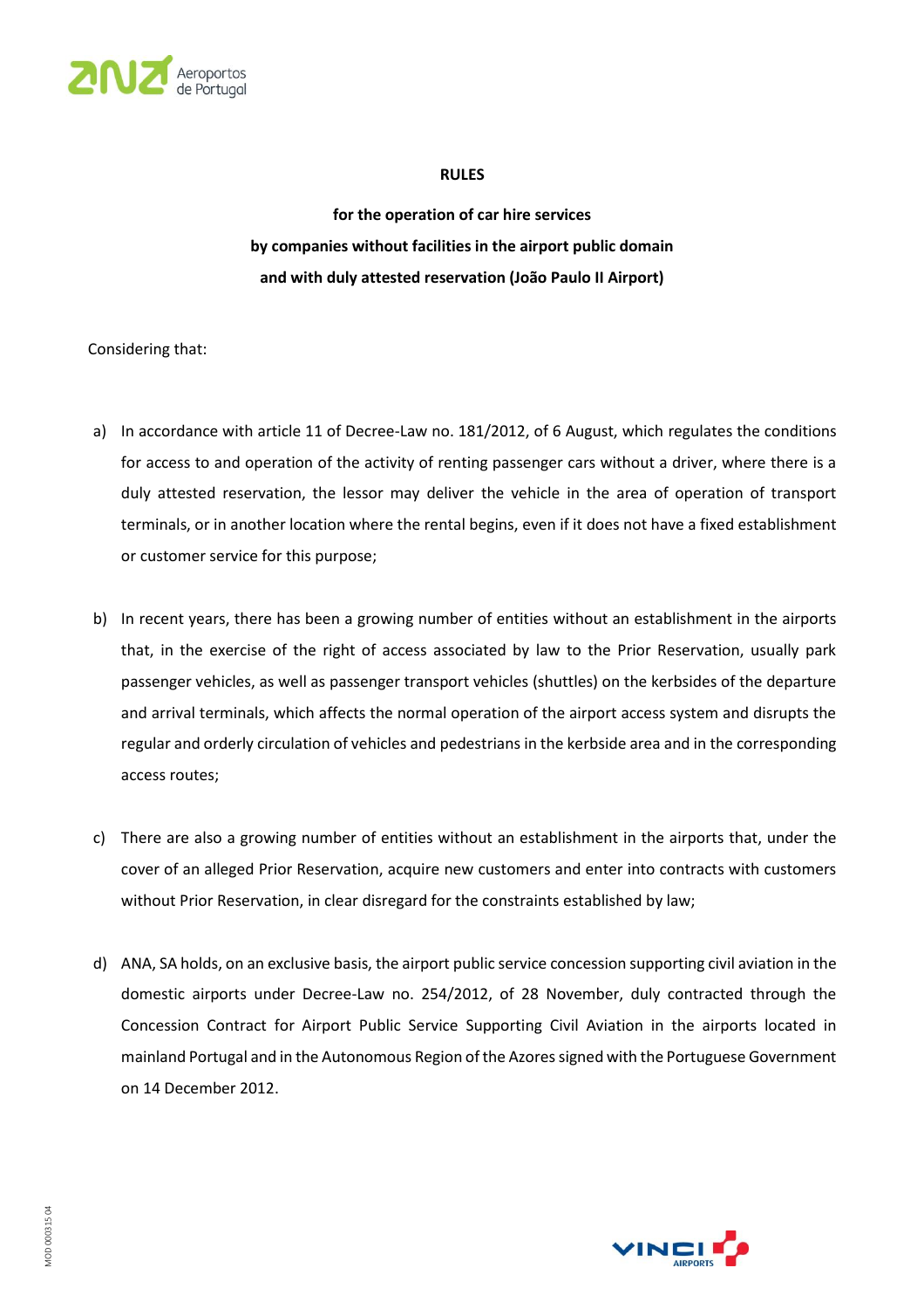**RULES**

**for the operation of car hire services**
**by companies without facilities in the airport public domain**
**and with duly attested reservation (João Paulo II Airport)**

Considering that:

a) In accordance with article 11 of Decree-Law no. 181/2012, of 6 August, which regulates the conditions for access to and operation of the activity of renting passenger cars without a driver, where there is a duly attested reservation, the lessor may deliver the vehicle in the area of operation of transport terminals, or in another location where the rental begins, even if it does not have a fixed establishment or customer service for this purpose;

b) In recent years, there has been a growing number of entities without an establishment in the airports that, in the exercise of the right of access associated by law to the Prior Reservation, usually park passenger vehicles, as well as passenger transport vehicles (shuttles) on the kerbsides of the departure and arrival terminals, which affects the normal operation of the airport access system and disrupts the regular and orderly circulation of vehicles and pedestrians in the kerbside area and in the corresponding access routes;

c) There are also a growing number of entities without an establishment in the airports that, under the cover of an alleged Prior Reservation, acquire new customers and enter into contracts with customers without Prior Reservation, in clear disregard for the constraints established by law;

d) ANA, SA holds, on an exclusive basis, the airport public service concession supporting civil aviation in the domestic airports under Decree-Law no. 254/2012, of 28 November, duly contracted through the Concession Contract for Airport Public Service Supporting Civil Aviation in the airports located in mainland Portugal and in the Autonomous Region of the Azores signed with the Portuguese Government on 14 December 2012.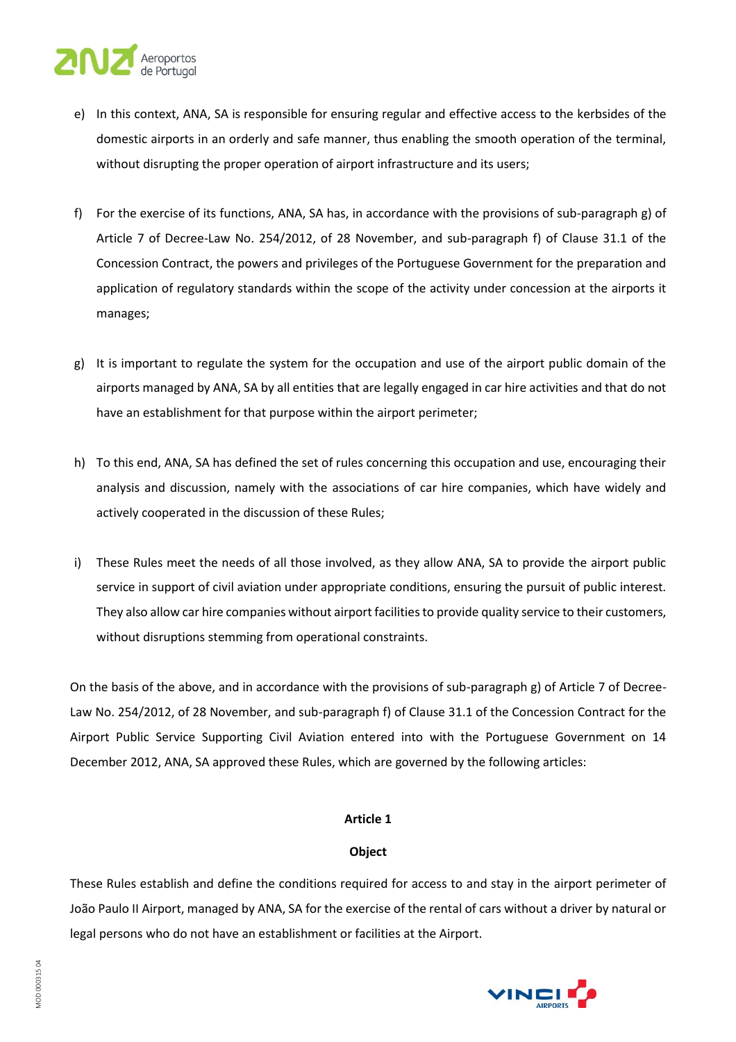e) In this context, ANA, SA is responsible for ensuring regular and effective access to the kerbsides of the domestic airports in an orderly and safe manner, thus enabling the smooth operation of the terminal, without disrupting the proper operation of airport infrastructure and its users;

f) For the exercise of its functions, ANA, SA has, in accordance with the provisions of sub-paragraph g) of Article 7 of Decree-Law No. 254/2012, of 28 November, and sub-paragraph f) of Clause 31.1 of the Concession Contract, the powers and privileges of the Portuguese Government for the preparation and application of regulatory standards within the scope of the activity under concession at the airports it manages;

g) It is important to regulate the system for the occupation and use of the airport public domain of the airports managed by ANA, SA by all entities that are legally engaged in car hire activities and that do not have an establishment for that purpose within the airport perimeter;

h) To this end, ANA, SA has defined the set of rules concerning this occupation and use, encouraging their analysis and discussion, namely with the associations of car hire companies, which have widely and actively cooperated in the discussion of these Rules;

i) These Rules meet the needs of all those involved, as they allow ANA, SA to provide the airport public service in support of civil aviation under appropriate conditions, ensuring the pursuit of public interest. They also allow car hire companies without airport facilities to provide quality service to their customers, without disruptions stemming from operational constraints.

On the basis of the above, and in accordance with the provisions of sub-paragraph g) of Article 7 of Decree-Law No. 254/2012, of 28 November, and sub-paragraph f) of Clause 31.1 of the Concession Contract for the Airport Public Service Supporting Civil Aviation entered into with the Portuguese Government on 14 December 2012, ANA, SA approved these Rules, which are governed by the following articles:

**Article 1**

**Object**

These Rules establish and define the conditions required for access to and stay in the airport perimeter of João Paulo II Airport, managed by ANA, SA for the exercise of the rental of cars without a driver by natural or legal persons who do not have an establishment or facilities at the Airport.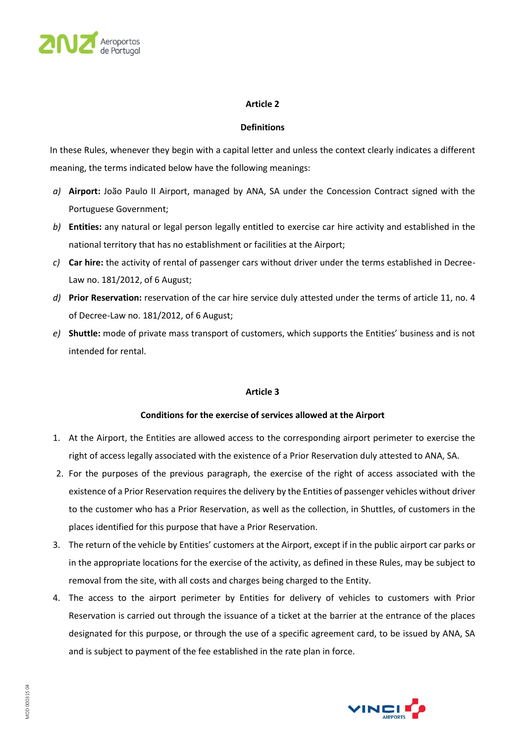## Article 2

### Definitions

In these Rules, whenever they begin with a capital letter and unless the context clearly indicates a different meaning, the terms indicated below have the following meanings:

*a)* **Airport:** João Paulo II Airport, managed by ANA, SA under the Concession Contract signed with the Portuguese Government;

*b)* **Entities:** any natural or legal person legally entitled to exercise car hire activity and established in the national territory that has no establishment or facilities at the Airport;

*c)* **Car hire:** the activity of rental of passenger cars without driver under the terms established in Decree-Law no. 181/2012, of 6 August;

*d)* **Prior Reservation:** reservation of the car hire service duly attested under the terms of article 11, no. 4 of Decree-Law no. 181/2012, of 6 August;

*e)* **Shuttle:** mode of private mass transport of customers, which supports the Entities' business and is not intended for rental.

## Article 3

### Conditions for the exercise of services allowed at the Airport

1. At the Airport, the Entities are allowed access to the corresponding airport perimeter to exercise the right of access legally associated with the existence of a Prior Reservation duly attested to ANA, SA.
2. For the purposes of the previous paragraph, the exercise of the right of access associated with the existence of a Prior Reservation requires the delivery by the Entities of passenger vehicles without driver to the customer who has a Prior Reservation, as well as the collection, in Shuttles, of customers in the places identified for this purpose that have a Prior Reservation.
3. The return of the vehicle by Entities' customers at the Airport, except if in the public airport car parks or in the appropriate locations for the exercise of the activity, as defined in these Rules, may be subject to removal from the site, with all costs and charges being charged to the Entity.
4. The access to the airport perimeter by Entities for delivery of vehicles to customers with Prior Reservation is carried out through the issuance of a ticket at the barrier at the entrance of the places designated for this purpose, or through the use of a specific agreement card, to be issued by ANA, SA and is subject to payment of the fee established in the rate plan in force.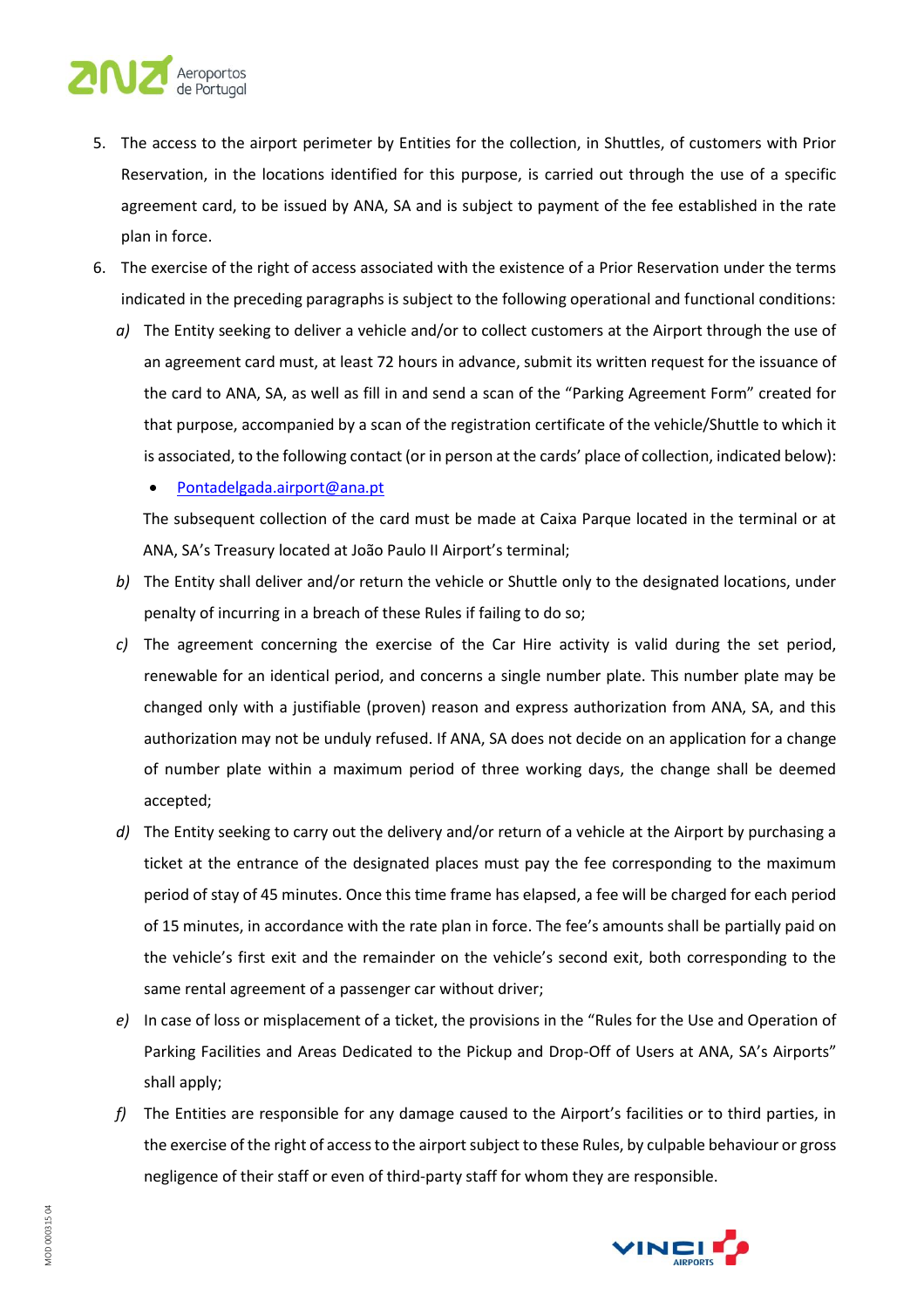5. The access to the airport perimeter by Entities for the collection, in Shuttles, of customers with Prior Reservation, in the locations identified for this purpose, is carried out through the use of a specific agreement card, to be issued by ANA, SA and is subject to payment of the fee established in the rate plan in force.
6. The exercise of the right of access associated with the existence of a Prior Reservation under the terms indicated in the preceding paragraphs is subject to the following operational and functional conditions:
   *a)* The Entity seeking to deliver a vehicle and/or to collect customers at the Airport through the use of an agreement card must, at least 72 hours in advance, submit its written request for the issuance of the card to ANA, SA, as well as fill in and send a scan of the "Parking Agreement Form" created for that purpose, accompanied by a scan of the registration certificate of the vehicle/Shuttle to which it is associated, to the following contact (or in person at the cards' place of collection, indicated below):
      - Pontadelgada.airport@ana.pt

      The subsequent collection of the card must be made at Caixa Parque located in the terminal or at ANA, SA's Treasury located at João Paulo II Airport's terminal;

   *b)* The Entity shall deliver and/or return the vehicle or Shuttle only to the designated locations, under penalty of incurring in a breach of these Rules if failing to do so;

   *c)* The agreement concerning the exercise of the Car Hire activity is valid during the set period, renewable for an identical period, and concerns a single number plate. This number plate may be changed only with a justifiable (proven) reason and express authorization from ANA, SA, and this authorization may not be unduly refused. If ANA, SA does not decide on an application for a change of number plate within a maximum period of three working days, the change shall be deemed accepted;

   *d)* The Entity seeking to carry out the delivery and/or return of a vehicle at the Airport by purchasing a ticket at the entrance of the designated places must pay the fee corresponding to the maximum period of stay of 45 minutes. Once this time frame has elapsed, a fee will be charged for each period of 15 minutes, in accordance with the rate plan in force. The fee's amounts shall be partially paid on the vehicle's first exit and the remainder on the vehicle's second exit, both corresponding to the same rental agreement of a passenger car without driver;

   *e)* In case of loss or misplacement of a ticket, the provisions in the "Rules for the Use and Operation of Parking Facilities and Areas Dedicated to the Pickup and Drop-Off of Users at ANA, SA's Airports" shall apply;

   *f)* The Entities are responsible for any damage caused to the Airport's facilities or to third parties, in the exercise of the right of access to the airport subject to these Rules, by culpable behaviour or gross negligence of their staff or even of third-party staff for whom they are responsible.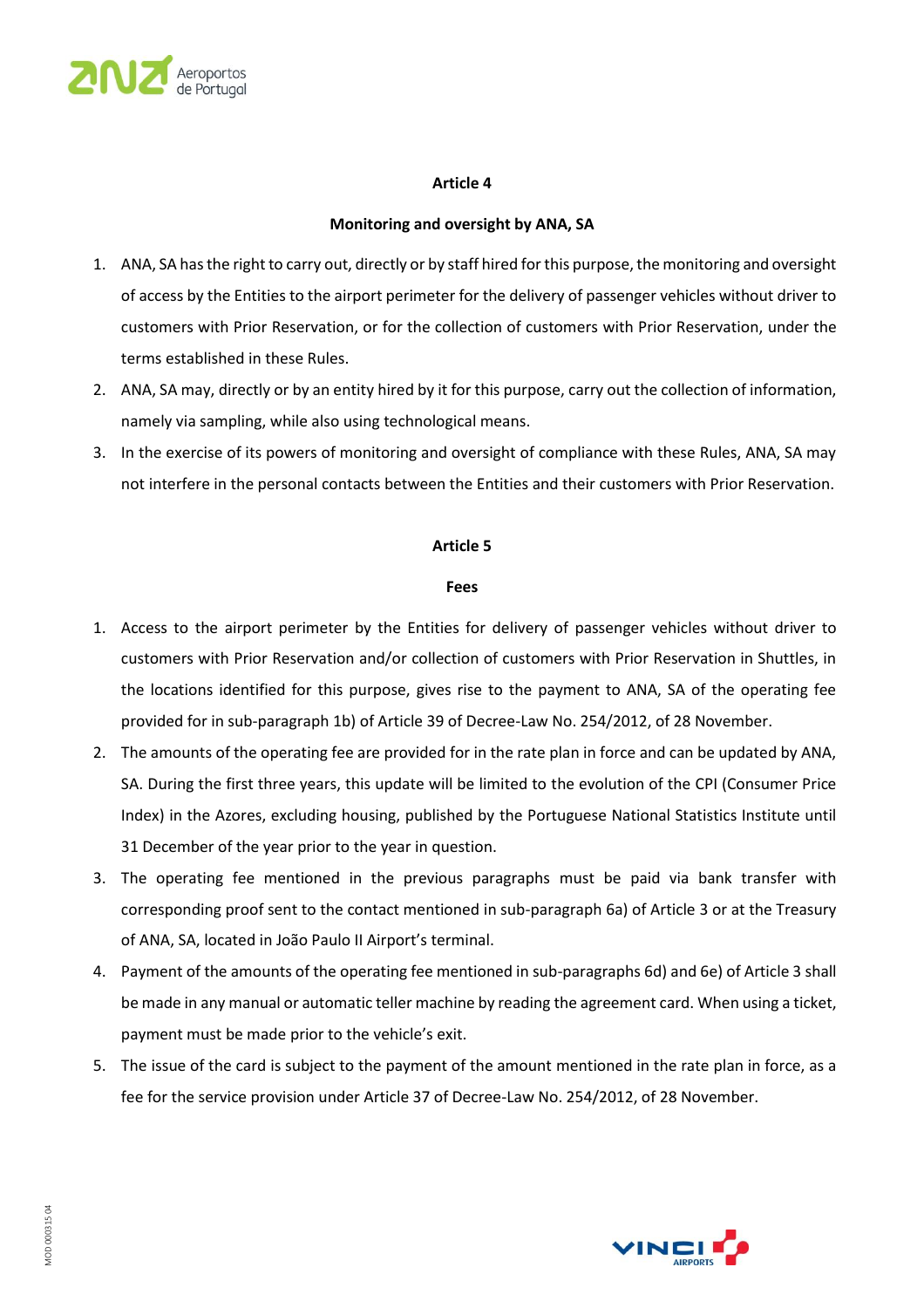## Article 4

### Monitoring and oversight by ANA, SA

1. ANA, SA has the right to carry out, directly or by staff hired for this purpose, the monitoring and oversight of access by the Entities to the airport perimeter for the delivery of passenger vehicles without driver to customers with Prior Reservation, or for the collection of customers with Prior Reservation, under the terms established in these Rules.
2. ANA, SA may, directly or by an entity hired by it for this purpose, carry out the collection of information, namely via sampling, while also using technological means.
3. In the exercise of its powers of monitoring and oversight of compliance with these Rules, ANA, SA may not interfere in the personal contacts between the Entities and their customers with Prior Reservation.

## Article 5

### Fees

1. Access to the airport perimeter by the Entities for delivery of passenger vehicles without driver to customers with Prior Reservation and/or collection of customers with Prior Reservation in Shuttles, in the locations identified for this purpose, gives rise to the payment to ANA, SA of the operating fee provided for in sub-paragraph 1b) of Article 39 of Decree-Law No. 254/2012, of 28 November.
2. The amounts of the operating fee are provided for in the rate plan in force and can be updated by ANA, SA. During the first three years, this update will be limited to the evolution of the CPI (Consumer Price Index) in the Azores, excluding housing, published by the Portuguese National Statistics Institute until 31 December of the year prior to the year in question.
3. The operating fee mentioned in the previous paragraphs must be paid via bank transfer with corresponding proof sent to the contact mentioned in sub-paragraph 6a) of Article 3 or at the Treasury of ANA, SA, located in João Paulo II Airport's terminal.
4. Payment of the amounts of the operating fee mentioned in sub-paragraphs 6d) and 6e) of Article 3 shall be made in any manual or automatic teller machine by reading the agreement card. When using a ticket, payment must be made prior to the vehicle's exit.
5. The issue of the card is subject to the payment of the amount mentioned in the rate plan in force, as a fee for the service provision under Article 37 of Decree-Law No. 254/2012, of 28 November.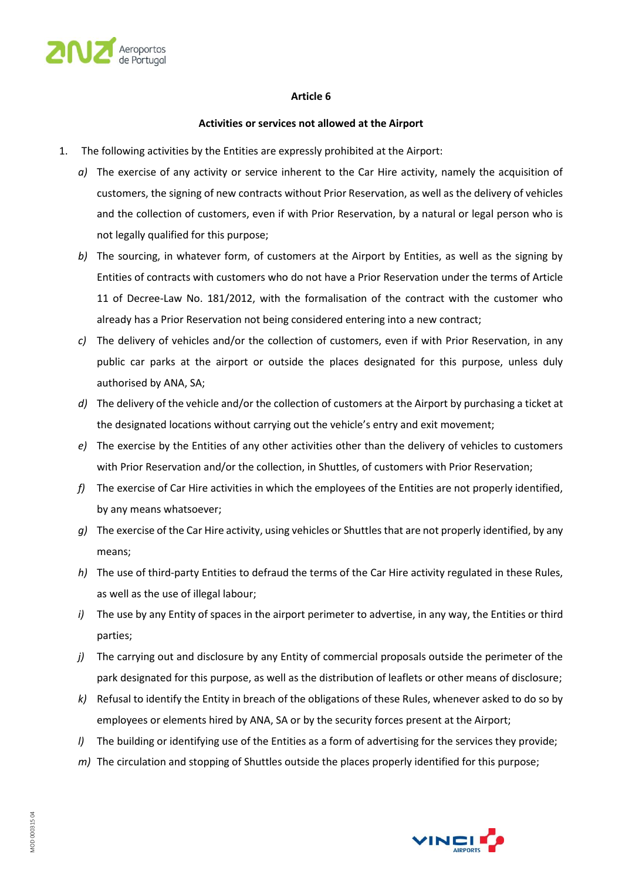## Article 6

### Activities or services not allowed at the Airport

1. The following activities by the Entities are expressly prohibited at the Airport:
   *a)* The exercise of any activity or service inherent to the Car Hire activity, namely the acquisition of customers, the signing of new contracts without Prior Reservation, as well as the delivery of vehicles and the collection of customers, even if with Prior Reservation, by a natural or legal person who is not legally qualified for this purpose;
   *b)* The sourcing, in whatever form, of customers at the Airport by Entities, as well as the signing by Entities of contracts with customers who do not have a Prior Reservation under the terms of Article 11 of Decree-Law No. 181/2012, with the formalisation of the contract with the customer who already has a Prior Reservation not being considered entering into a new contract;
   *c)* The delivery of vehicles and/or the collection of customers, even if with Prior Reservation, in any public car parks at the airport or outside the places designated for this purpose, unless duly authorised by ANA, SA;
   *d)* The delivery of the vehicle and/or the collection of customers at the Airport by purchasing a ticket at the designated locations without carrying out the vehicle's entry and exit movement;
   *e)* The exercise by the Entities of any other activities other than the delivery of vehicles to customers with Prior Reservation and/or the collection, in Shuttles, of customers with Prior Reservation;
   *f)* The exercise of Car Hire activities in which the employees of the Entities are not properly identified, by any means whatsoever;
   *g)* The exercise of the Car Hire activity, using vehicles or Shuttles that are not properly identified, by any means;
   *h)* The use of third-party Entities to defraud the terms of the Car Hire activity regulated in these Rules, as well as the use of illegal labour;
   *i)* The use by any Entity of spaces in the airport perimeter to advertise, in any way, the Entities or third parties;
   *j)* The carrying out and disclosure by any Entity of commercial proposals outside the perimeter of the park designated for this purpose, as well as the distribution of leaflets or other means of disclosure;
   *k)* Refusal to identify the Entity in breach of the obligations of these Rules, whenever asked to do so by employees or elements hired by ANA, SA or by the security forces present at the Airport;
   *l)* The building or identifying use of the Entities as a form of advertising for the services they provide;
   *m)* The circulation and stopping of Shuttles outside the places properly identified for this purpose;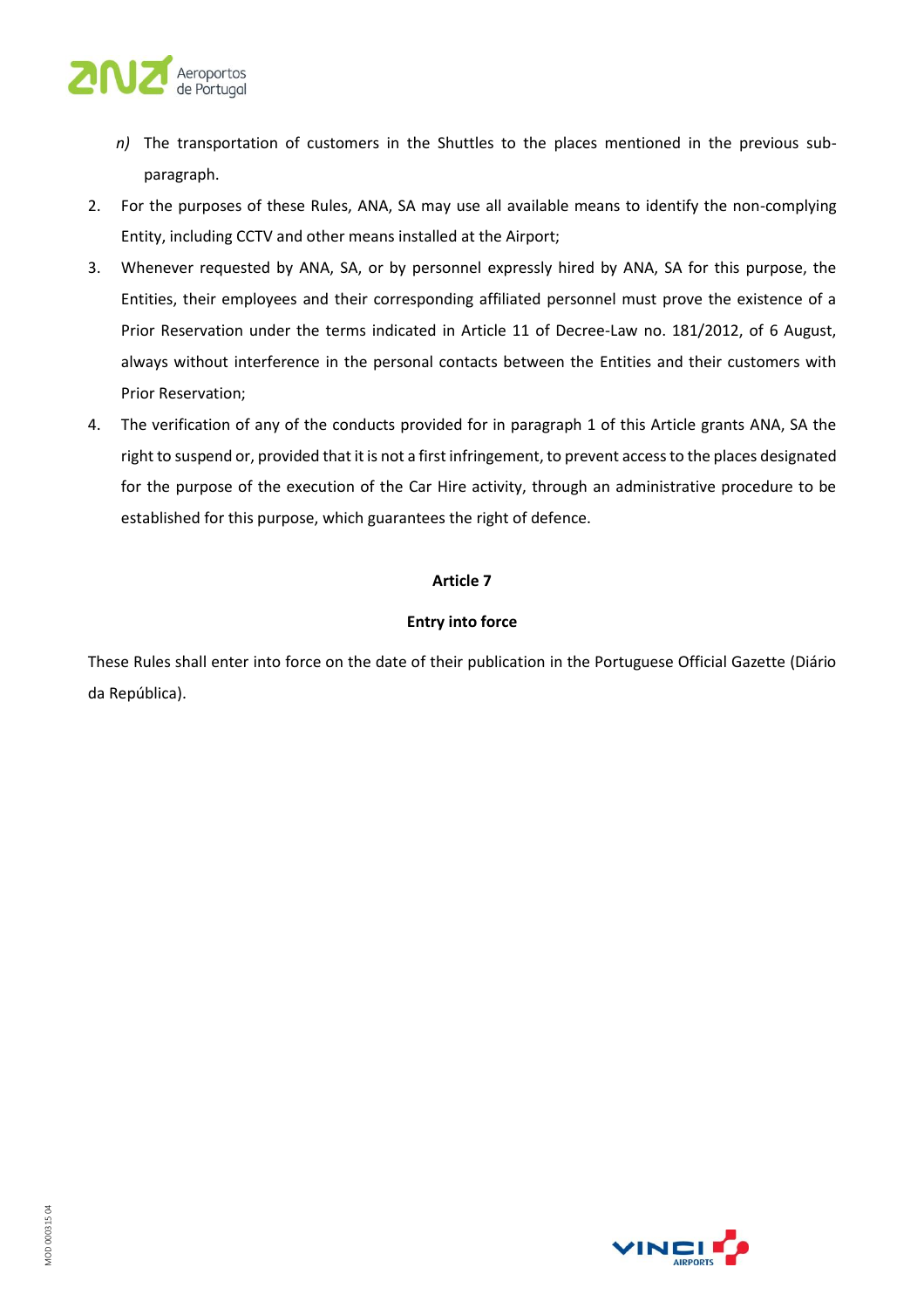*n)* The transportation of customers in the Shuttles to the places mentioned in the previous sub-paragraph.

2. For the purposes of these Rules, ANA, SA may use all available means to identify the non-complying Entity, including CCTV and other means installed at the Airport;
3. Whenever requested by ANA, SA, or by personnel expressly hired by ANA, SA for this purpose, the Entities, their employees and their corresponding affiliated personnel must prove the existence of a Prior Reservation under the terms indicated in Article 11 of Decree-Law no. 181/2012, of 6 August, always without interference in the personal contacts between the Entities and their customers with Prior Reservation;
4. The verification of any of the conducts provided for in paragraph 1 of this Article grants ANA, SA the right to suspend or, provided that it is not a first infringement, to prevent access to the places designated for the purpose of the execution of the Car Hire activity, through an administrative procedure to be established for this purpose, which guarantees the right of defence.

**Article 7**

**Entry into force**

These Rules shall enter into force on the date of their publication in the Portuguese Official Gazette (Diário da República).